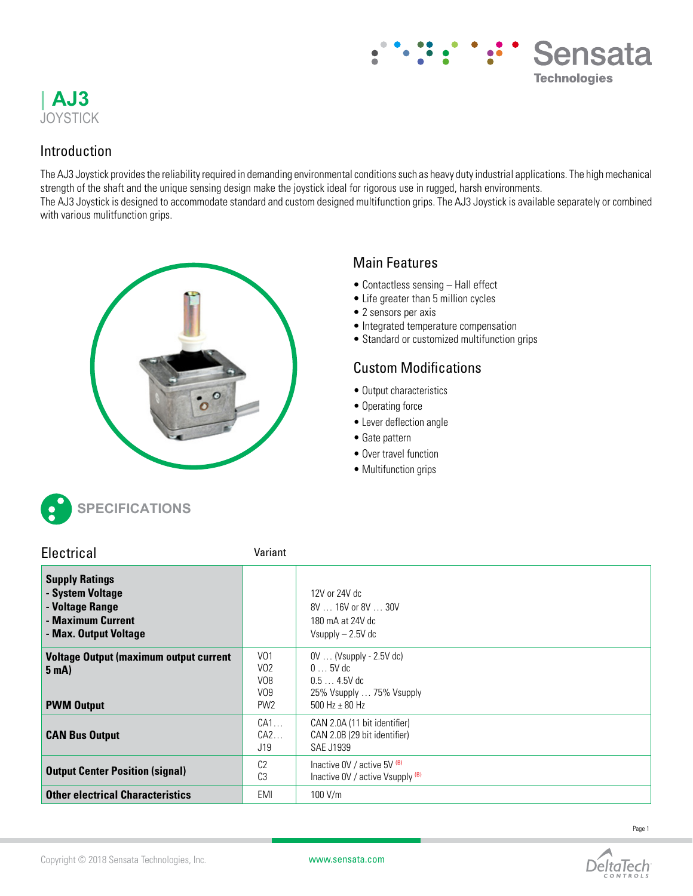# AJ3

JOYSTICK

## Introduction

The AJ3 Joystick provides the reliability required in demanding environmental conditions such as heavy duty industrial applications. The high mechanical strength of the shaft and the unique sensing design make the joystick ideal for rigorous use in rugged, harsh environments.
The AJ3 Joystick is designed to accommodate standard and custom designed multifunction grips. The AJ3 Joystick is available separately or combined with various mulitfunction grips.

## Main Features

- Contactless sensing – Hall effect
- Life greater than 5 million cycles
- 2 sensors per axis
- Integrated temperature compensation
- Standard or customized multifunction grips

## Custom Modifications

- Output characteristics
- Operating force
- Lever deflection angle
- Gate pattern
- Over travel function
- Multifunction grips

## SPECIFICATIONS

### Electrical

| | Variant | |
|---|---|---|
| **Supply Ratings**<br>**- System Voltage**<br>**- Voltage Range**<br>**- Maximum Current**<br>**- Max. Output Voltage** | | 12V or 24V dc<br>8V … 16V or 8V … 30V<br>180 mA at 24V dc<br>Vsupply – 2.5V dc |
| **Voltage Output (maximum output current 5 mA)**<br><br>**PWM Output** | V01<br>V02<br>V08<br>V09<br>PW2 | 0V … (Vsupply - 2.5V dc)<br>0 … 5V dc<br>0.5 … 4.5V dc<br>25% Vsupply … 75% Vsupply<br>500 Hz ± 80 Hz |
| **CAN Bus Output** | CA1…<br>CA2…<br>J19 | CAN 2.0A (11 bit identifier)<br>CAN 2.0B (29 bit identifier)<br>SAE J1939 |
| **Output Center Position (signal)** | C2<br>C3 | Inactive 0V / active 5V [B]<br>Inactive 0V / active Vsupply [B] |
| **Other electrical Characteristics** | EMI | 100 V/m |

Copyright © 2018 Sensata Technologies, Inc.    www.sensata.com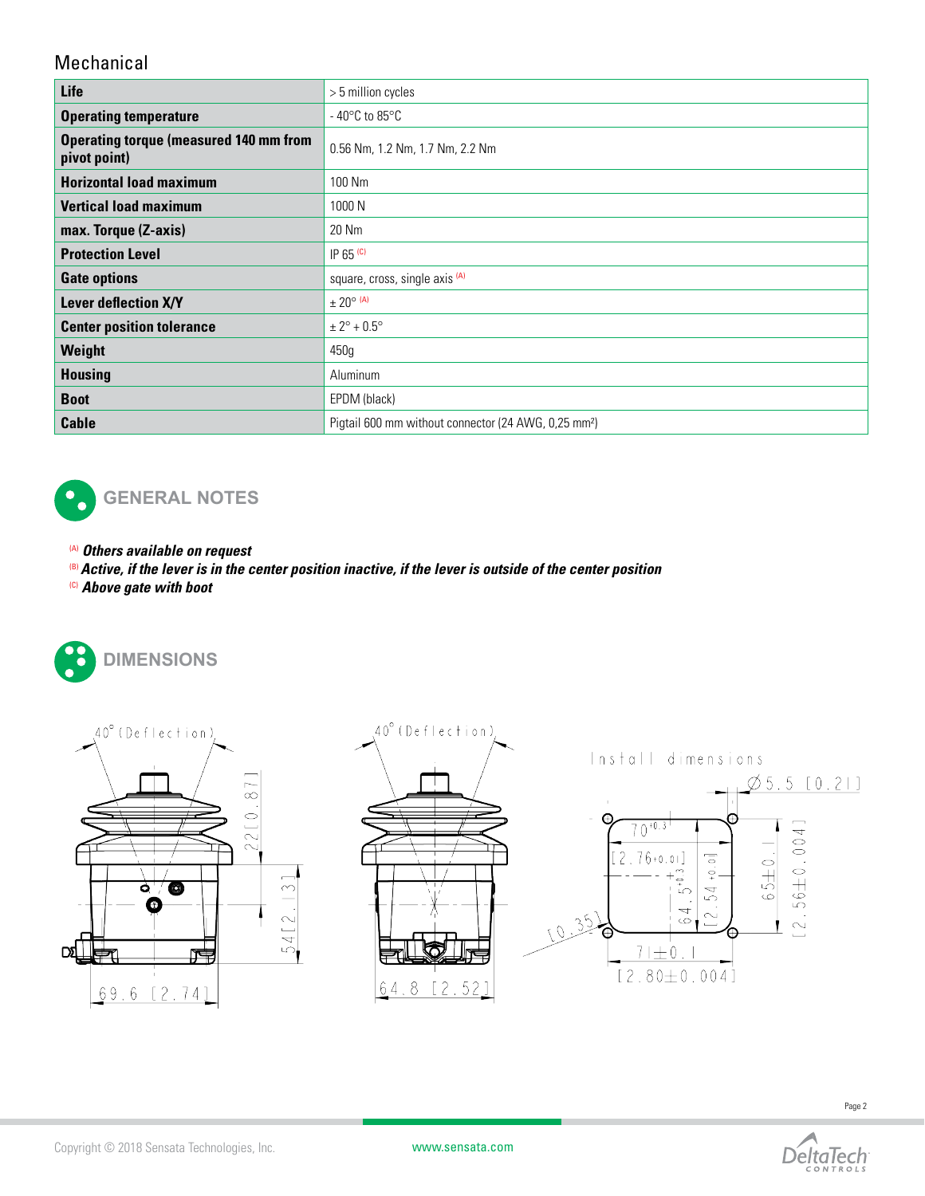## Mechanical

| Life | > 5 million cycles |
|---|---|
| Operating temperature | - 40°C to 85°C |
| Operating torque (measured 140 mm from pivot point) | 0.56 Nm, 1.2 Nm, 1.7 Nm, 2.2 Nm |
| Horizontal load maximum | 100 Nm |
| Vertical load maximum | 1000 N |
| max. Torque (Z-axis) | 20 Nm |
| Protection Level | IP 65 [C] |
| Gate options | square, cross, single axis [A] |
| Lever deflection X/Y | ± 20° [A] |
| Center position tolerance | ± 2° + 0.5° |
| Weight | 450g |
| Housing | Aluminum |
| Boot | EPDM (black) |
| Cable | Pigtail 600 mm without connector (24 AWG, 0,25 mm²) |

## GENERAL NOTES

[A] ***Others available on request***
[B] ***Active, if the lever is in the center position inactive, if the lever is outside of the center position***
[C] ***Above gate with boot***

## DIMENSIONS

40° (Deflection) 22 [0.87] 54 [2.13] 69.6 [2.74]

40° (Deflection) 64.8 [2.52]

Install dimensions
Ø5.5 [0.21]
$70^{+0.3}$ [$2.76^{+0.01}$]
$64.5^{+0.3}$ [$2.54^{+0.01}$]
65±0.1 [2.56±0.004]
71±0.1 [2.80±0.004]
[0.35]

www.sensata.com

Copyright © 2018 Sensata Technologies, Inc.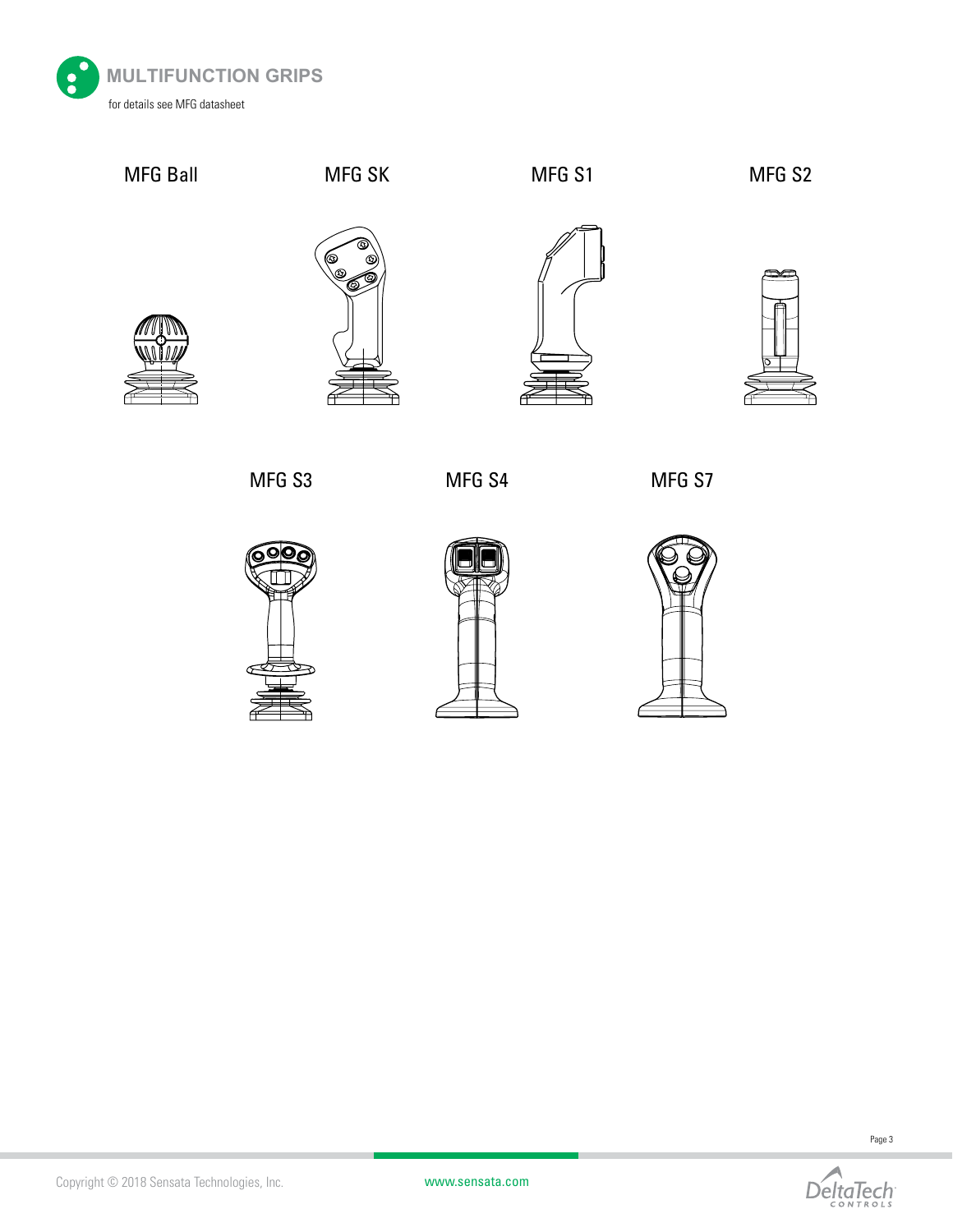# MULTIFUNCTION GRIPS

for details see MFG datasheet

MFG Ball

MFG SK

MFG S1

MFG S2

MFG S3

MFG S4

MFG S7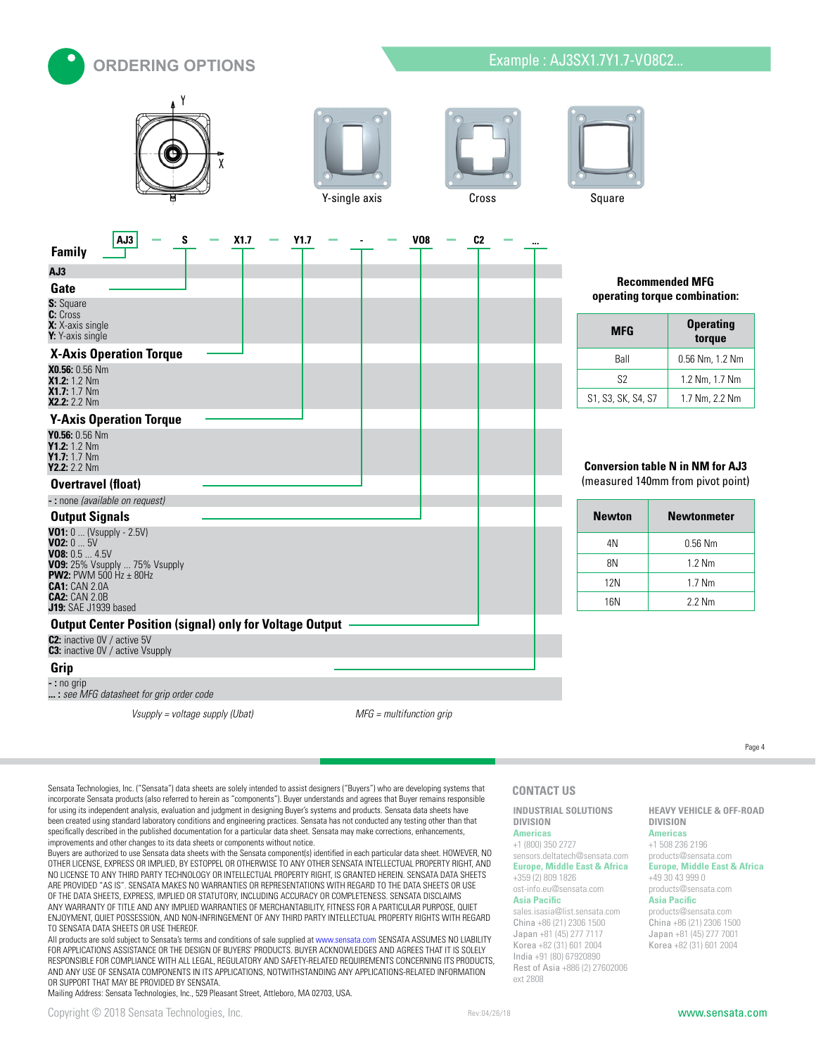## ORDERING OPTIONS

Example : AJ3SX1.7Y1.7-V08C2...

Y

X

Y-single axis

Cross

Square

**AJ3** — **S** — **X1.7** — **Y1.7** — **-** — **V08** — **C2** — **...**

### Family

**AJ3**

### Gate

**S:** Square
**C:** Cross
**X:** X-axis single
**Y:** Y-axis single

### X-Axis Operation Torque

**X0.56:** 0.56 Nm
**X1.2:** 1.2 Nm
**X1.7:** 1.7 Nm
**X2.2:** 2.2 Nm

### Y-Axis Operation Torque

**Y0.56:** 0.56 Nm
**Y1.2:** 1.2 Nm
**Y1.7:** 1.7 Nm
**Y2.2:** 2.2 Nm

### Overtravel (float)

**- :** none *(available on request)*

### Output Signals

**V01:** 0 ... (Vsupply - 2.5V)
**V02:** 0 ... 5V
**V08:** 0.5 ... 4.5V
**V09:** 25% Vsupply ... 75% Vsupply
**PW2:** PWM 500 Hz ± 80Hz
**CA1:** CAN 2.0A
**CA2:** CAN 2.0B
**J19:** SAE J1939 based

### Output Center Position (signal) only for Voltage Output

**C2:** inactive 0V / active 5V
**C3:** inactive 0V / active Vsupply

### Grip

**- :** no grip
**... :** *see MFG datasheet for grip order code*

*Vsupply = voltage supply (Ubat)*

*MFG = multifunction grip*

**Recommended MFG operating torque combination:**

| MFG | Operating torque |
|---|---|
| Ball | 0.56 Nm, 1.2 Nm |
| S2 | 1.2 Nm, 1.7 Nm |
| S1, S3, SK, S4, S7 | 1.7 Nm, 2.2 Nm |

**Conversion table N in NM for AJ3**
(measured 140mm from pivot point)

| Newton | Newtonmeter |
|---|---|
| 4N | 0.56 Nm |
| 8N | 1.2 Nm |
| 12N | 1.7 Nm |
| 16N | 2.2 Nm |

Sensata Technologies, Inc. ("Sensata") data sheets are solely intended to assist designers ("Buyers") who are developing systems that incorporate Sensata products (also referred to herein as "components"). Buyer understands and agrees that Buyer remains responsible for using its independent analysis, evaluation and judgment in designing Buyer's systems and products. Sensata data sheets have been created using standard laboratory conditions and engineering practices. Sensata has not conducted any testing other than that specifically described in the published documentation for a particular data sheet. Sensata may make corrections, enhancements, improvements and other changes to its data sheets or components without notice.

Buyers are authorized to use Sensata data sheets with the Sensata component(s) identified in each particular data sheet. HOWEVER, NO OTHER LICENSE, EXPRESS OR IMPLIED, BY ESTOPPEL OR OTHERWISE TO ANY OTHER SENSATA INTELLECTUAL PROPERTY RIGHT, AND NO LICENSE TO ANY THIRD PARTY TECHNOLOGY OR INTELLECTUAL PROPERTY RIGHT, IS GRANTED HEREIN. SENSATA DATA SHEETS ARE PROVIDED "AS IS". SENSATA MAKES NO WARRANTIES OR REPRESENTATIONS WITH REGARD TO THE DATA SHEETS OR USE OF THE DATA SHEETS, EXPRESS, IMPLIED OR STATUTORY, INCLUDING ACCURACY OR COMPLETENESS. SENSATA DISCLAIMS ANY WARRANTY OF TITLE AND ANY IMPLIED WARRANTIES OF MERCHANTABILITY, FITNESS FOR A PARTICULAR PURPOSE, QUIET ENJOYMENT, QUIET POSSESSION, AND NON-INFRINGEMENT OF ANY THIRD PARTY INTELLECTUAL PROPERTY RIGHTS WITH REGARD TO SENSATA DATA SHEETS OR USE THEREOF.

All products are sold subject to Sensata's terms and conditions of sale supplied at www.sensata.com SENSATA ASSUMES NO LIABILITY FOR APPLICATIONS ASSISTANCE OR THE DESIGN OF BUYERS' PRODUCTS. BUYER ACKNOWLEDGES AND AGREES THAT IT IS SOLELY RESPONSIBLE FOR COMPLIANCE WITH ALL LEGAL, REGULATORY AND SAFETY-RELATED REQUIREMENTS CONCERNING ITS PRODUCTS, AND ANY USE OF SENSATA COMPONENTS IN ITS APPLICATIONS, NOTWITHSTANDING ANY APPLICATIONS-RELATED INFORMATION OR SUPPORT THAT MAY BE PROVIDED BY SENSATA.

Mailing Address: Sensata Technologies, Inc., 529 Pleasant Street, Attleboro, MA 02703, USA.

### CONTACT US

**INDUSTRIAL SOLUTIONS DIVISION**

**Americas**
+1 (800) 350 2727
sensors.deltatech@sensata.com

**Europe, Middle East & Africa**
+359 (2) 809 1826
ost-info.eu@sensata.com

**Asia Pacific**
sales.isasia@list.sensata.com
China +86 (21) 2306 1500
Japan +81 (45) 277 7117
Korea +82 (31) 601 2004
India +91 (80) 67920890
Rest of Asia +886 (2) 27602006 ext 2808

**HEAVY VEHICLE & OFF-ROAD DIVISION**

**Americas**
+1 508 236 2196
products@sensata.com

**Europe, Middle East & Africa**
+49 30 43 999 0
products@sensata.com

**Asia Pacific**
products@sensata.com
China +86 (21) 2306 1500
Japan +81 (45) 277 7001
Korea +82 (31) 601 2004

Copyright © 2018 Sensata Technologies, Inc.

Rev:04/26/18

www.sensata.com